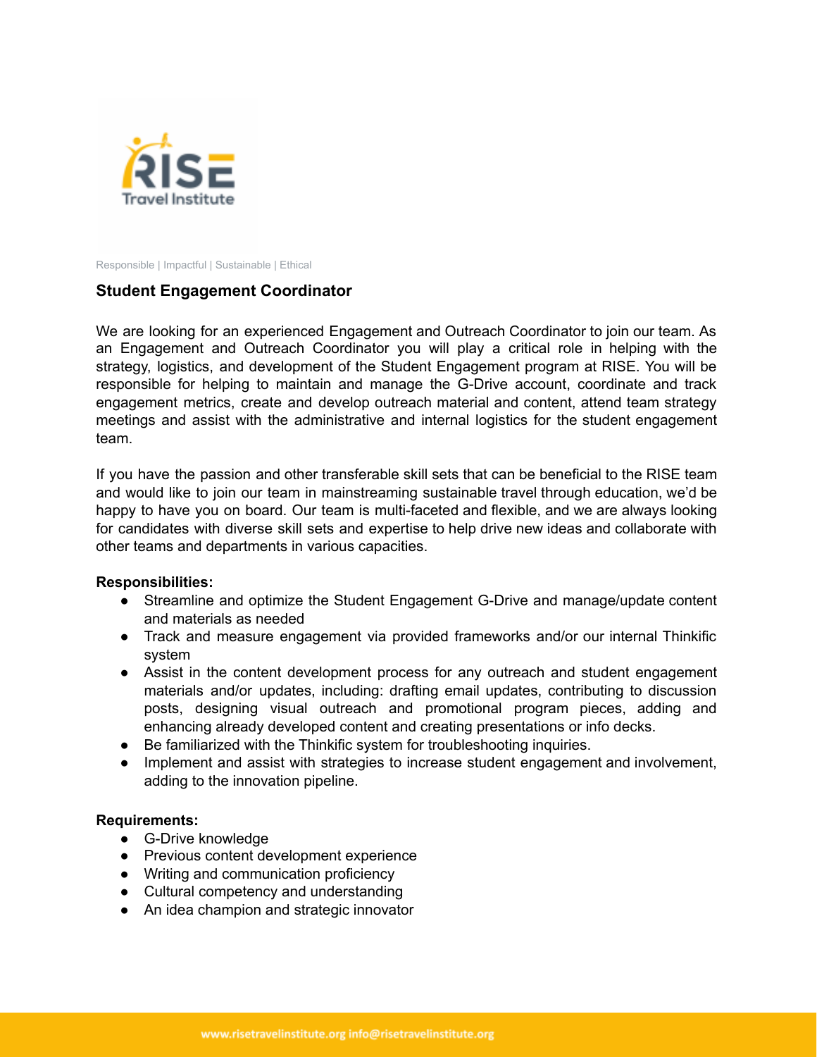RISE Travel Institute

Responsible | Impactful | Sustainable | Ethical

## Student Engagement Coordinator

We are looking for an experienced Engagement and Outreach Coordinator to join our team. As an Engagement and Outreach Coordinator you will play a critical role in helping with the strategy, logistics, and development of the Student Engagement program at RISE. You will be responsible for helping to maintain and manage the G-Drive account, coordinate and track engagement metrics, create and develop outreach material and content, attend team strategy meetings and assist with the administrative and internal logistics for the student engagement team.

If you have the passion and other transferable skill sets that can be beneficial to the RISE team and would like to join our team in mainstreaming sustainable travel through education, we'd be happy to have you on board. Our team is multi-faceted and flexible, and we are always looking for candidates with diverse skill sets and expertise to help drive new ideas and collaborate with other teams and departments in various capacities.

**Responsibilities:**

- Streamline and optimize the Student Engagement G-Drive and manage/update content and materials as needed
- Track and measure engagement via provided frameworks and/or our internal Thinkific system
- Assist in the content development process for any outreach and student engagement materials and/or updates, including: drafting email updates, contributing to discussion posts, designing visual outreach and promotional program pieces, adding and enhancing already developed content and creating presentations or info decks.
- Be familiarized with the Thinkific system for troubleshooting inquiries.
- Implement and assist with strategies to increase student engagement and involvement, adding to the innovation pipeline.

**Requirements:**

- G-Drive knowledge
- Previous content development experience
- Writing and communication proficiency
- Cultural competency and understanding
- An idea champion and strategic innovator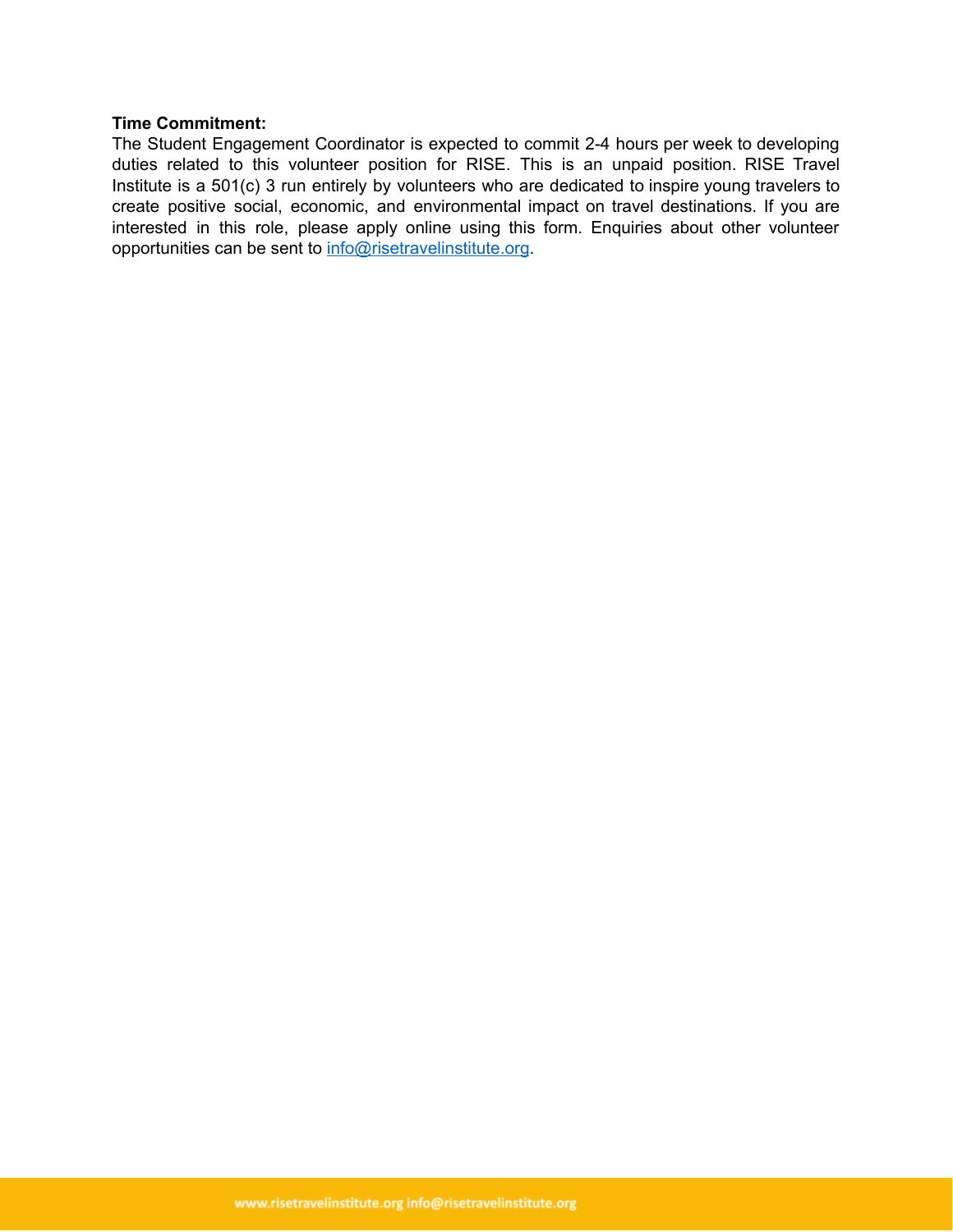**Time Commitment:**

The Student Engagement Coordinator is expected to commit 2-4 hours per week to developing duties related to this volunteer position for RISE. This is an unpaid position. RISE Travel Institute is a 501(c) 3 run entirely by volunteers who are dedicated to inspire young travelers to create positive social, economic, and environmental impact on travel destinations. If you are interested in this role, please apply online using this form. Enquiries about other volunteer opportunities can be sent to info@risetravelinstitute.org.